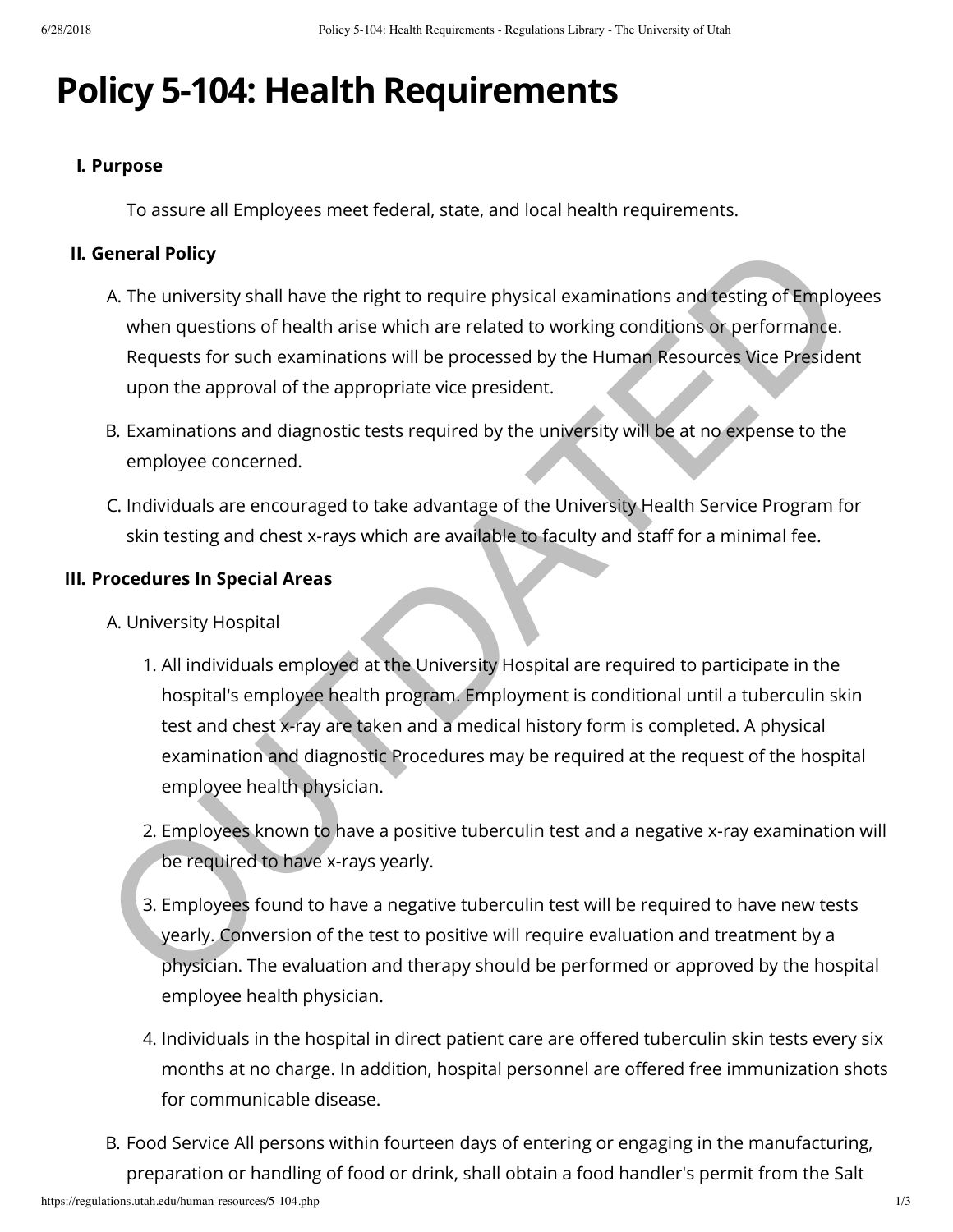# Policy 5-104: Health Requirements

## I. Purpose

To assure all Employees meet federal, state, and local health requirements.

## II. General Policy

A. The university shall have the right to require physical examinations and testing of Employees when questions of health arise which are related to working conditions or performance. Requests for such examinations will be processed by the Human Resources Vice President upon the approval of the appropriate vice president.

B. Examinations and diagnostic tests required by the university will be at no expense to the employee concerned.

C. Individuals are encouraged to take advantage of the University Health Service Program for skin testing and chest x-rays which are available to faculty and staff for a minimal fee.

## III. Procedures In Special Areas

A. University Hospital

1. All individuals employed at the University Hospital are required to participate in the hospital's employee health program. Employment is conditional until a tuberculin skin test and chest x-ray are taken and a medical history form is completed. A physical examination and diagnostic Procedures may be required at the request of the hospital employee health physician.
2. Employees known to have a positive tuberculin test and a negative x-ray examination will be required to have x-rays yearly.
3. Employees found to have a negative tuberculin test will be required to have new tests yearly. Conversion of the test to positive will require evaluation and treatment by a physician. The evaluation and therapy should be performed or approved by the hospital employee health physician.
4. Individuals in the hospital in direct patient care are offered tuberculin skin tests every six months at no charge. In addition, hospital personnel are offered free immunization shots for communicable disease.

B. Food Service All persons within fourteen days of entering or engaging in the manufacturing, preparation or handling of food or drink, shall obtain a food handler's permit from the Salt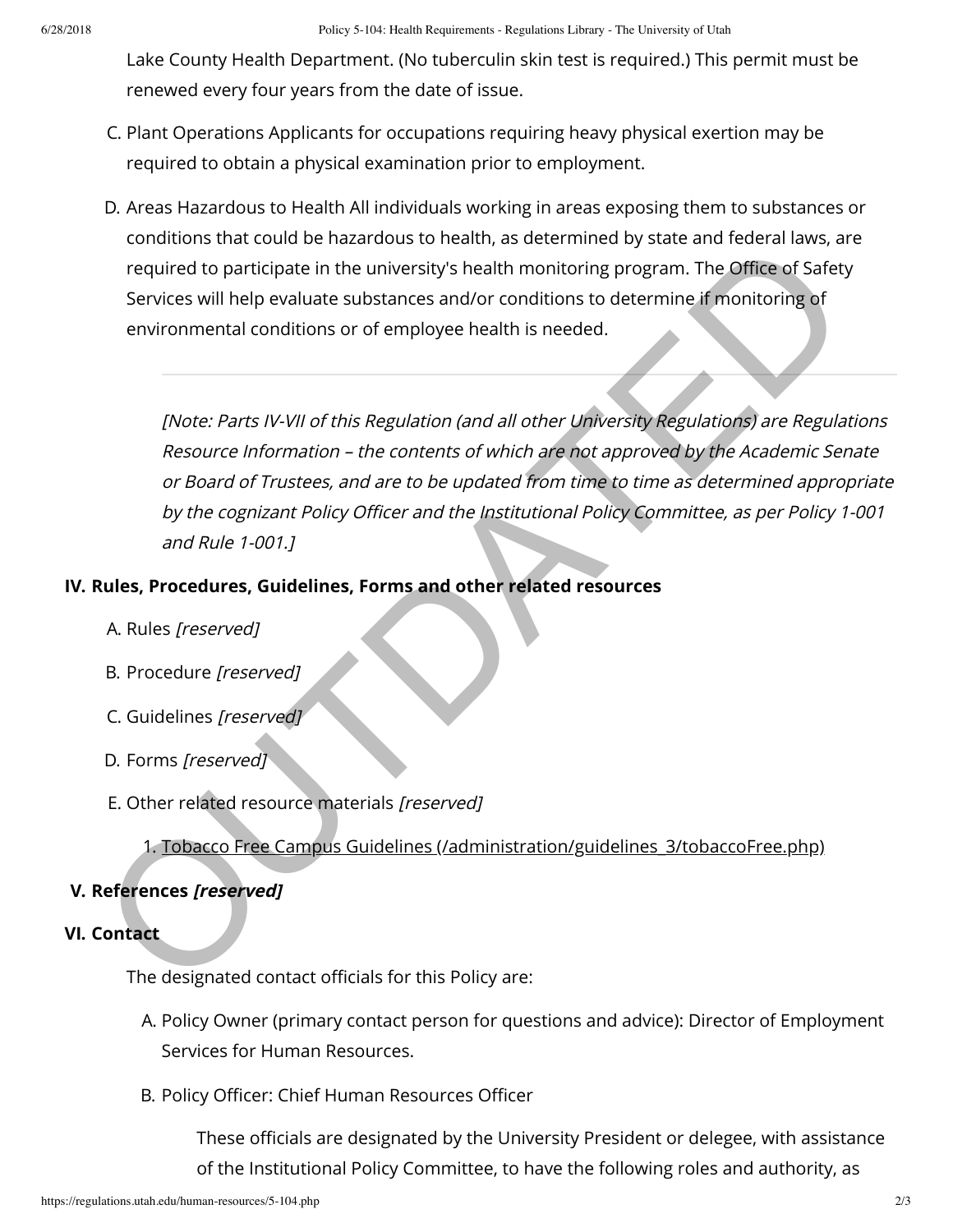Lake County Health Department. (No tuberculin skin test is required.) This permit must be renewed every four years from the date of issue.

C. Plant Operations Applicants for occupations requiring heavy physical exertion may be required to obtain a physical examination prior to employment.

D. Areas Hazardous to Health All individuals working in areas exposing them to substances or conditions that could be hazardous to health, as determined by state and federal laws, are required to participate in the university's health monitoring program. The Office of Safety Services will help evaluate substances and/or conditions to determine if monitoring of environmental conditions or of employee health is needed.

---

*[Note: Parts IV-VII of this Regulation (and all other University Regulations) are Regulations Resource Information – the contents of which are not approved by the Academic Senate or Board of Trustees, and are to be updated from time to time as determined appropriate by the cognizant Policy Officer and the Institutional Policy Committee, as per Policy 1-001 and Rule 1-001.]*

## IV. Rules, Procedures, Guidelines, Forms and other related resources

A. Rules *[reserved]*

B. Procedure *[reserved]*

C. Guidelines *[reserved]*

D. Forms *[reserved]*

E. Other related resource materials *[reserved]*

1. Tobacco Free Campus Guidelines (/administration/guidelines_3/tobaccoFree.php)

## V. References *[reserved]*

## VI. Contact

The designated contact officials for this Policy are:

A. Policy Owner (primary contact person for questions and advice): Director of Employment Services for Human Resources.

B. Policy Officer: Chief Human Resources Officer

These officials are designated by the University President or delegee, with assistance of the Institutional Policy Committee, to have the following roles and authority, as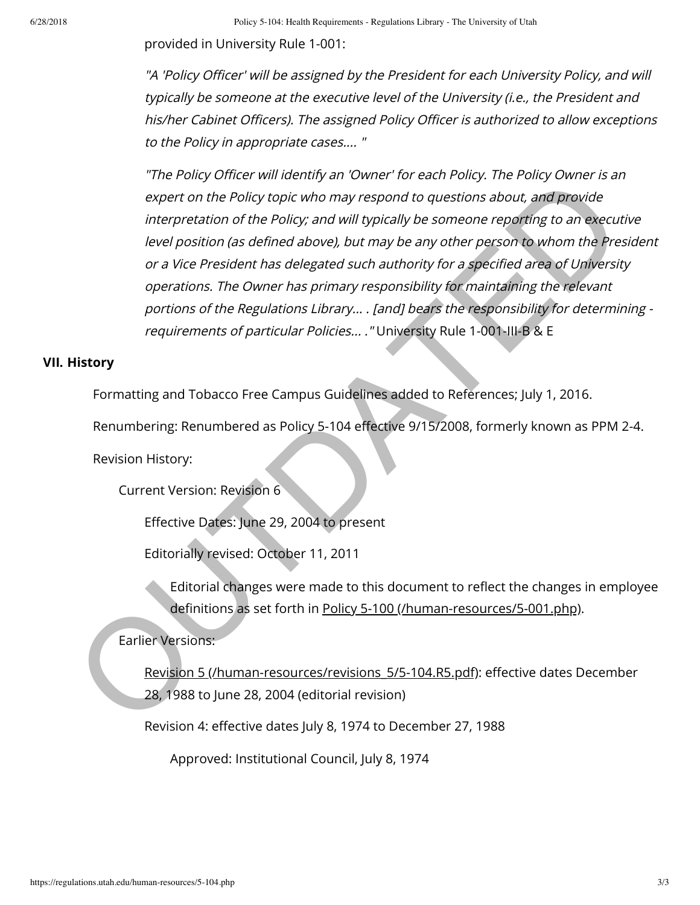provided in University Rule 1-001:

*"A 'Policy Officer' will be assigned by the President for each University Policy, and will typically be someone at the executive level of the University (i.e., the President and his/her Cabinet Officers). The assigned Policy Officer is authorized to allow exceptions to the Policy in appropriate cases.... "*

*"The Policy Officer will identify an 'Owner' for each Policy. The Policy Owner is an expert on the Policy topic who may respond to questions about, and provide interpretation of the Policy; and will typically be someone reporting to an executive level position (as defined above), but may be any other person to whom the President or a Vice President has delegated such authority for a specified area of University operations. The Owner has primary responsibility for maintaining the relevant portions of the Regulations Library... . [and] bears the responsibility for determining - requirements of particular Policies... ."* University Rule 1-001-III-B & E

## VII. History

Formatting and Tobacco Free Campus Guidelines added to References; July 1, 2016.

Renumbering: Renumbered as Policy 5-104 effective 9/15/2008, formerly known as PPM 2-4.

Revision History:

Current Version: Revision 6

Effective Dates: June 29, 2004 to present

Editorially revised: October 11, 2011

Editorial changes were made to this document to reflect the changes in employee definitions as set forth in Policy 5-100 (/human-resources/5-001.php).

Earlier Versions:

Revision 5 (/human-resources/revisions_5/5-104.R5.pdf): effective dates December 28, 1988 to June 28, 2004 (editorial revision)

Revision 4: effective dates July 8, 1974 to December 27, 1988

Approved: Institutional Council, July 8, 1974